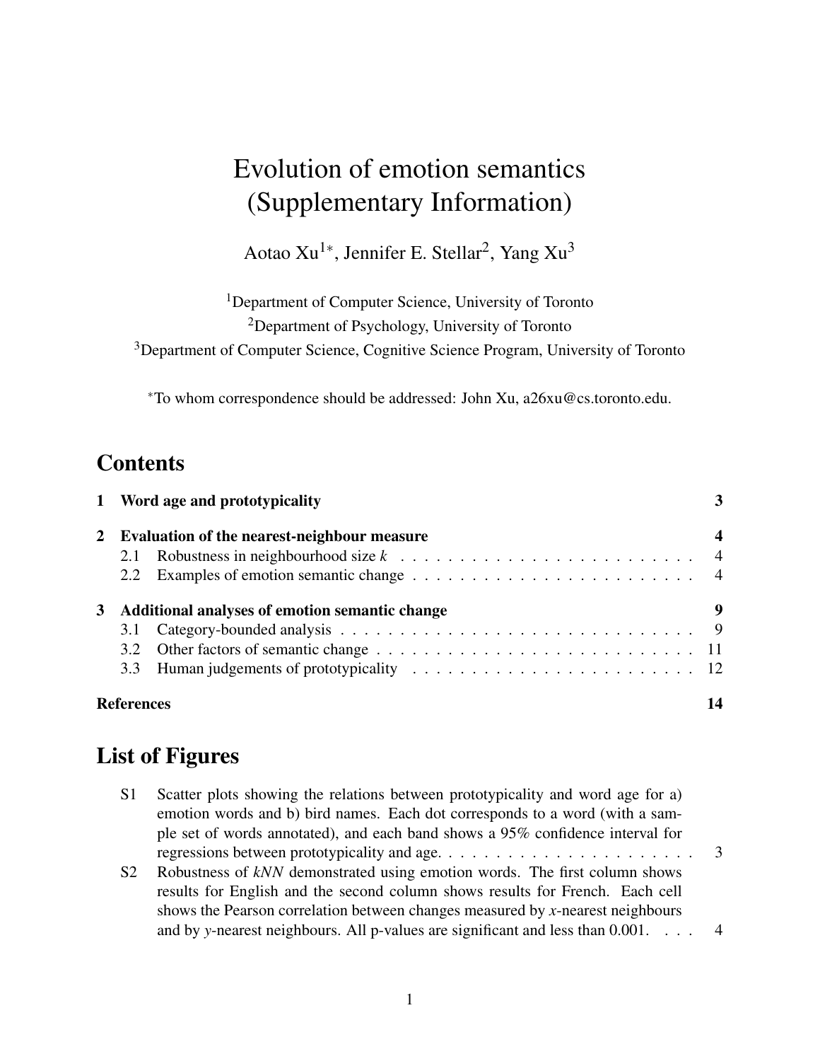# Evolution of emotion semantics (Supplementary Information)

Aotao Xu[1*], Jennifer E. Stellar[2], Yang Xu[3]

[1]Department of Computer Science, University of Toronto

[2]Department of Psychology, University of Toronto

[3]Department of Computer Science, Cognitive Science Program, University of Toronto

[*]To whom correspondence should be addressed: John Xu, a26xu@cs.toronto.edu.

## Contents

**1 Word age and prototypicality** **3**

**2 Evaluation of the nearest-neighbour measure** **4**

- 2.1 Robustness in neighbourhood size *k* . . . . . . . . . . . . . . . . . . . . . . . . . 4
- 2.2 Examples of emotion semantic change . . . . . . . . . . . . . . . . . . . . . . . . 4

**3 Additional analyses of emotion semantic change** **9**

- 3.1 Category-bounded analysis . . . . . . . . . . . . . . . . . . . . . . . . . . . . . . 9
- 3.2 Other factors of semantic change . . . . . . . . . . . . . . . . . . . . . . . . . . . 11
- 3.3 Human judgements of prototypicality . . . . . . . . . . . . . . . . . . . . . . . . . 12

**References** **14**

## List of Figures

- S1 Scatter plots showing the relations between prototypicality and word age for a) emotion words and b) bird names. Each dot corresponds to a word (with a sample set of words annotated), and each band shows a 95% confidence interval for regressions between prototypicality and age. . . . . . . . . . . . . . . . . . . . . . . 3
- S2 Robustness of *kNN* demonstrated using emotion words. The first column shows results for English and the second column shows results for French. Each cell shows the Pearson correlation between changes measured by *x*-nearest neighbours and by *y*-nearest neighbours. All p-values are significant and less than 0.001. . . . 4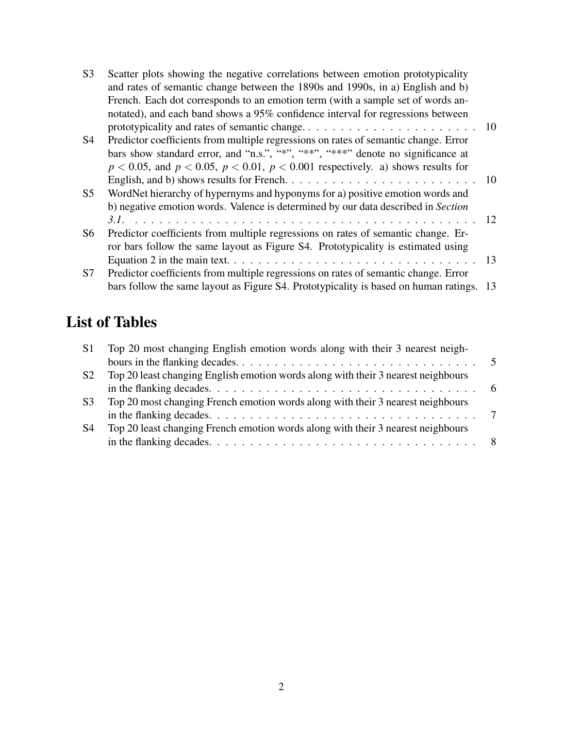| | | |
|---|---|---|
| S3 | Scatter plots showing the negative correlations between emotion prototypicality and rates of semantic change between the 1890s and 1990s, in a) English and b) French. Each dot corresponds to an emotion term (with a sample set of words annotated), and each band shows a 95% confidence interval for regressions between prototypicality and rates of semantic change. | 10 |
| S4 | Predictor coefficients from multiple regressions on rates of semantic change. Error bars show standard error, and "n.s.", "*", "**", "***" denote no significance at $p < 0.05$, and $p < 0.05$, $p < 0.01$, $p < 0.001$ respectively. a) shows results for English, and b) shows results for French. | 10 |
| S5 | WordNet hierarchy of hypernyms and hyponyms for a) positive emotion words and b) negative emotion words. Valence is determined by our data described in *Section 3.1*. | 12 |
| S6 | Predictor coefficients from multiple regressions on rates of semantic change. Error bars follow the same layout as Figure S4. Prototypicality is estimated using Equation 2 in the main text. | 13 |
| S7 | Predictor coefficients from multiple regressions on rates of semantic change. Error bars follow the same layout as Figure S4. Prototypicality is based on human ratings. | 13 |

## List of Tables

| | | |
|---|---|---|
| S1 | Top 20 most changing English emotion words along with their 3 nearest neighbours in the flanking decades. | 5 |
| S2 | Top 20 least changing English emotion words along with their 3 nearest neighbours in the flanking decades. | 6 |
| S3 | Top 20 most changing French emotion words along with their 3 nearest neighbours in the flanking decades. | 7 |
| S4 | Top 20 least changing French emotion words along with their 3 nearest neighbours in the flanking decades. | 8 |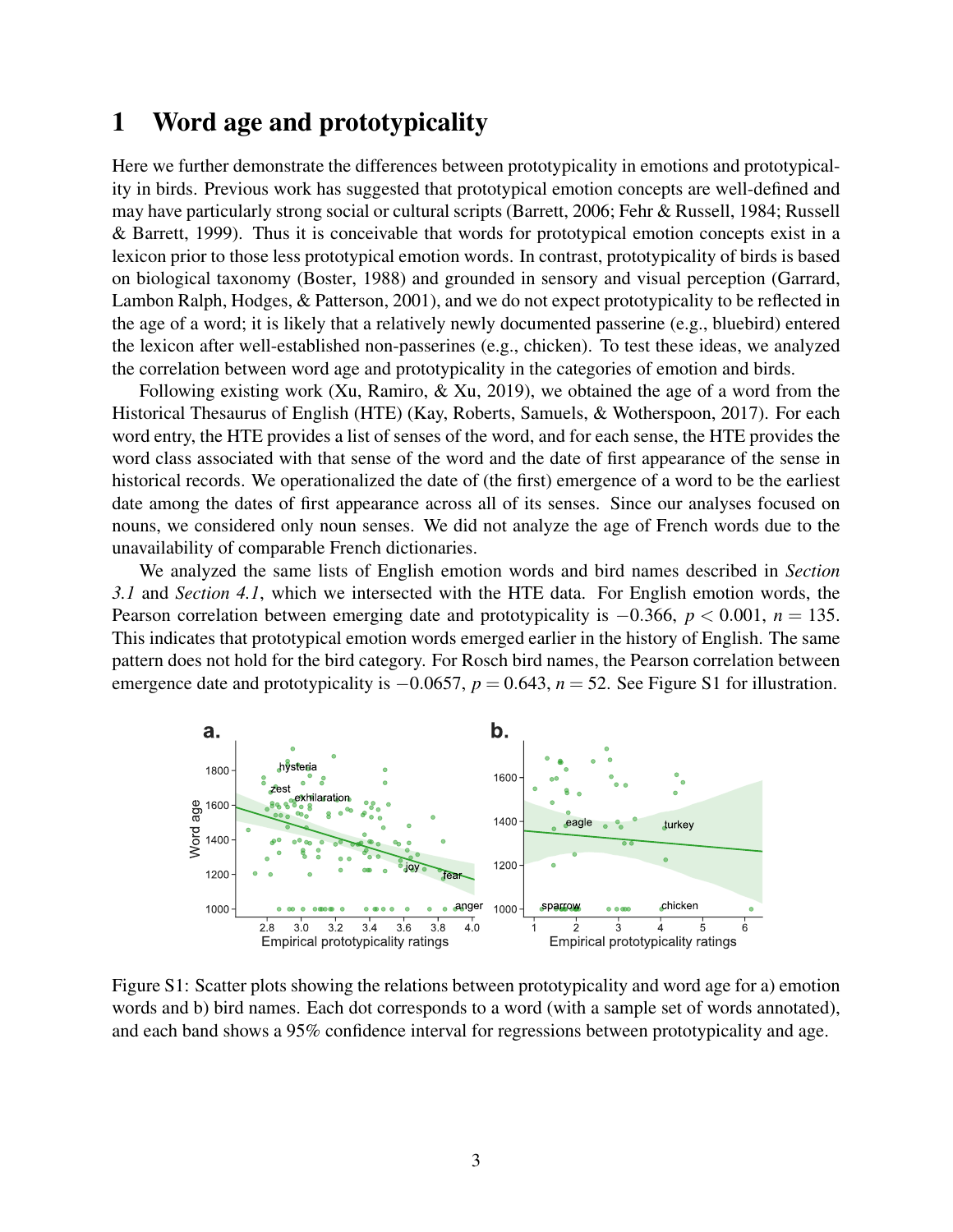# 1 Word age and prototypicality

Here we further demonstrate the differences between prototypicality in emotions and prototypicality in birds. Previous work has suggested that prototypical emotion concepts are well-defined and may have particularly strong social or cultural scripts (Barrett, 2006; Fehr & Russell, 1984; Russell & Barrett, 1999). Thus it is conceivable that words for prototypical emotion concepts exist in a lexicon prior to those less prototypical emotion words. In contrast, prototypicality of birds is based on biological taxonomy (Boster, 1988) and grounded in sensory and visual perception (Garrard, Lambon Ralph, Hodges, & Patterson, 2001), and we do not expect prototypicality to be reflected in the age of a word; it is likely that a relatively newly documented passerine (e.g., bluebird) entered the lexicon after well-established non-passerines (e.g., chicken). To test these ideas, we analyzed the correlation between word age and prototypicality in the categories of emotion and birds.

Following existing work (Xu, Ramiro, & Xu, 2019), we obtained the age of a word from the Historical Thesaurus of English (HTE) (Kay, Roberts, Samuels, & Wotherspoon, 2017). For each word entry, the HTE provides a list of senses of the word, and for each sense, the HTE provides the word class associated with that sense of the word and the date of first appearance of the sense in historical records. We operationalized the date of (the first) emergence of a word to be the earliest date among the dates of first appearance across all of its senses. Since our analyses focused on nouns, we considered only noun senses. We did not analyze the age of French words due to the unavailability of comparable French dictionaries.

We analyzed the same lists of English emotion words and bird names described in *Section 3.1* and *Section 4.1*, which we intersected with the HTE data. For English emotion words, the Pearson correlation between emerging date and prototypicality is $-0.366$, $p < 0.001$, $n = 135$. This indicates that prototypical emotion words emerged earlier in the history of English. The same pattern does not hold for the bird category. For Rosch bird names, the Pearson correlation between emergence date and prototypicality is $-0.0657$, $p = 0.643$, $n = 52$. See Figure S1 for illustration.

Figure S1: Scatter plots showing the relations between prototypicality and word age for a) emotion words and b) bird names. Each dot corresponds to a word (with a sample set of words annotated), and each band shows a 95% confidence interval for regressions between prototypicality and age.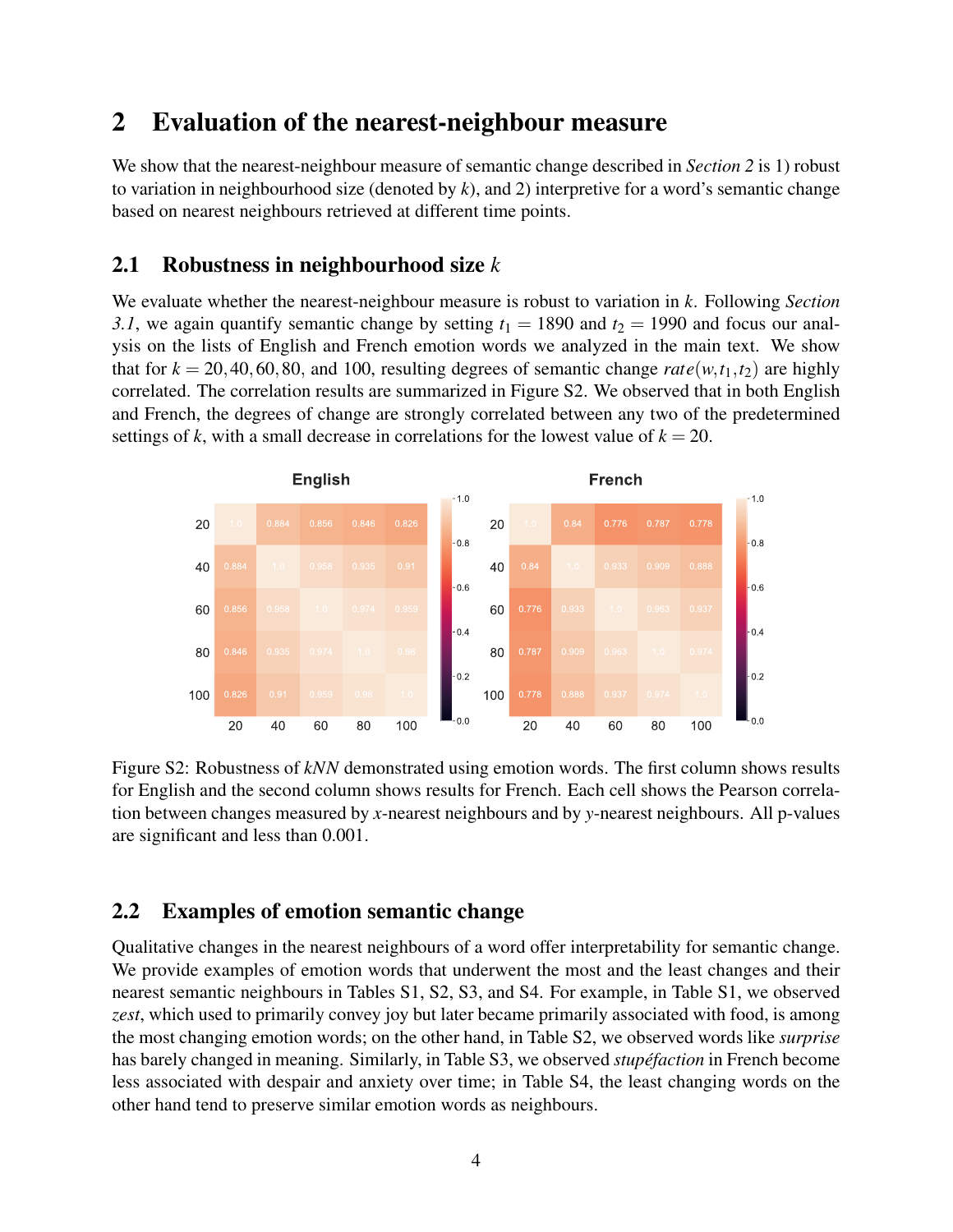# 2 Evaluation of the nearest-neighbour measure

We show that the nearest-neighbour measure of semantic change described in *Section 2* is 1) robust to variation in neighbourhood size (denoted by $k$), and 2) interpretive for a word's semantic change based on nearest neighbours retrieved at different time points.

## 2.1 Robustness in neighbourhood size $k$

We evaluate whether the nearest-neighbour measure is robust to variation in $k$. Following *Section 3.1*, we again quantify semantic change by setting $t_1 = 1890$ and $t_2 = 1990$ and focus our analysis on the lists of English and French emotion words we analyzed in the main text. We show that for $k = 20, 40, 60, 80$, and 100, resulting degrees of semantic change $rate(w, t_1, t_2)$ are highly correlated. The correlation results are summarized in Figure S2. We observed that in both English and French, the degrees of change are strongly correlated between any two of the predetermined settings of $k$, with a small decrease in correlations for the lowest value of $k = 20$.

**English**

| | 20 | 40 | 60 | 80 | 100 |
|---|---|---|---|---|---|
| 20 | 1.0 | 0.884 | 0.856 | 0.846 | 0.826 |
| 40 | 0.884 | 1.0 | 0.958 | 0.935 | 0.91 |
| 60 | 0.856 | 0.958 | 1.0 | 0.974 | 0.959 |
| 80 | 0.846 | 0.935 | 0.974 | 1.0 | 0.98 |
| 100 | 0.826 | 0.91 | 0.959 | 0.98 | 1.0 |

**French**

| | 20 | 40 | 60 | 80 | 100 |
|---|---|---|---|---|---|
| 20 | 1.0 | 0.84 | 0.776 | 0.787 | 0.778 |
| 40 | 0.84 | 1.0 | 0.933 | 0.909 | 0.888 |
| 60 | 0.776 | 0.933 | 1.0 | 0.963 | 0.937 |
| 80 | 0.787 | 0.909 | 0.963 | 1.0 | 0.974 |
| 100 | 0.778 | 0.888 | 0.937 | 0.974 | 1.0 |

Figure S2: Robustness of *kNN* demonstrated using emotion words. The first column shows results for English and the second column shows results for French. Each cell shows the Pearson correlation between changes measured by $x$-nearest neighbours and by $y$-nearest neighbours. All p-values are significant and less than 0.001.

## 2.2 Examples of emotion semantic change

Qualitative changes in the nearest neighbours of a word offer interpretability for semantic change. We provide examples of emotion words that underwent the most and the least changes and their nearest semantic neighbours in Tables S1, S2, S3, and S4. For example, in Table S1, we observed *zest*, which used to primarily convey joy but later became primarily associated with food, is among the most changing emotion words; on the other hand, in Table S2, we observed words like *surprise* has barely changed in meaning. Similarly, in Table S3, we observed *stupéfaction* in French become less associated with despair and anxiety over time; in Table S4, the least changing words on the other hand tend to preserve similar emotion words as neighbours.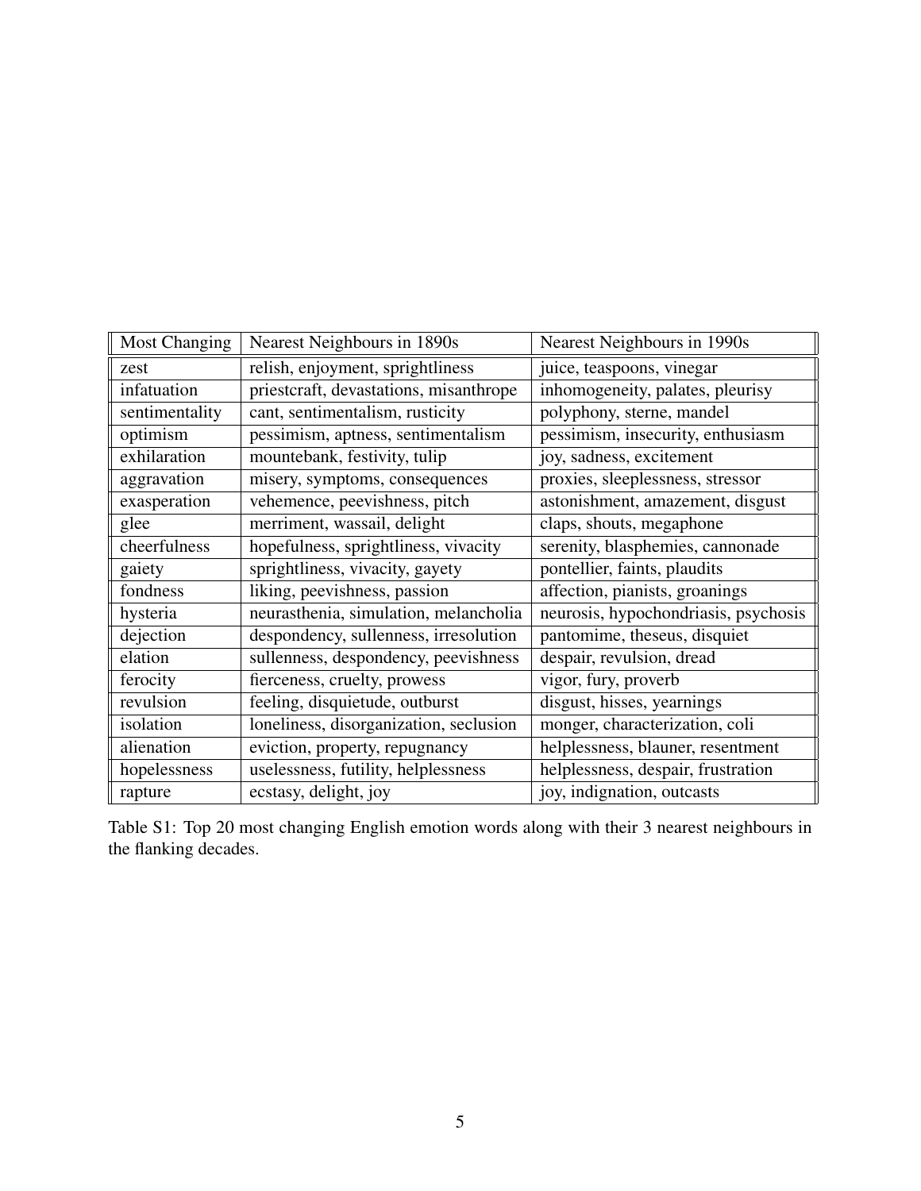| Most Changing | Nearest Neighbours in 1890s | Nearest Neighbours in 1990s |
|---|---|---|
| zest | relish, enjoyment, sprightliness | juice, teaspoons, vinegar |
| infatuation | priestcraft, devastations, misanthrope | inhomogeneity, palates, pleurisy |
| sentimentality | cant, sentimentalism, rusticity | polyphony, sterne, mandel |
| optimism | pessimism, aptness, sentimentalism | pessimism, insecurity, enthusiasm |
| exhilaration | mountebank, festivity, tulip | joy, sadness, excitement |
| aggravation | misery, symptoms, consequences | proxies, sleeplessness, stressor |
| exasperation | vehemence, peevishness, pitch | astonishment, amazement, disgust |
| glee | merriment, wassail, delight | claps, shouts, megaphone |
| cheerfulness | hopefulness, sprightliness, vivacity | serenity, blasphemies, cannonade |
| gaiety | sprightliness, vivacity, gayety | pontellier, faints, plaudits |
| fondness | liking, peevishness, passion | affection, pianists, groanings |
| hysteria | neurasthenia, simulation, melancholia | neurosis, hypochondriasis, psychosis |
| dejection | despondency, sullenness, irresolution | pantomime, theseus, disquiet |
| elation | sullenness, despondency, peevishness | despair, revulsion, dread |
| ferocity | fierceness, cruelty, prowess | vigor, fury, proverb |
| revulsion | feeling, disquietude, outburst | disgust, hisses, yearnings |
| isolation | loneliness, disorganization, seclusion | monger, characterization, coli |
| alienation | eviction, property, repugnancy | helplessness, blauner, resentment |
| hopelessness | uselessness, futility, helplessness | helplessness, despair, frustration |
| rapture | ecstasy, delight, joy | joy, indignation, outcasts |

Table S1: Top 20 most changing English emotion words along with their 3 nearest neighbours in the flanking decades.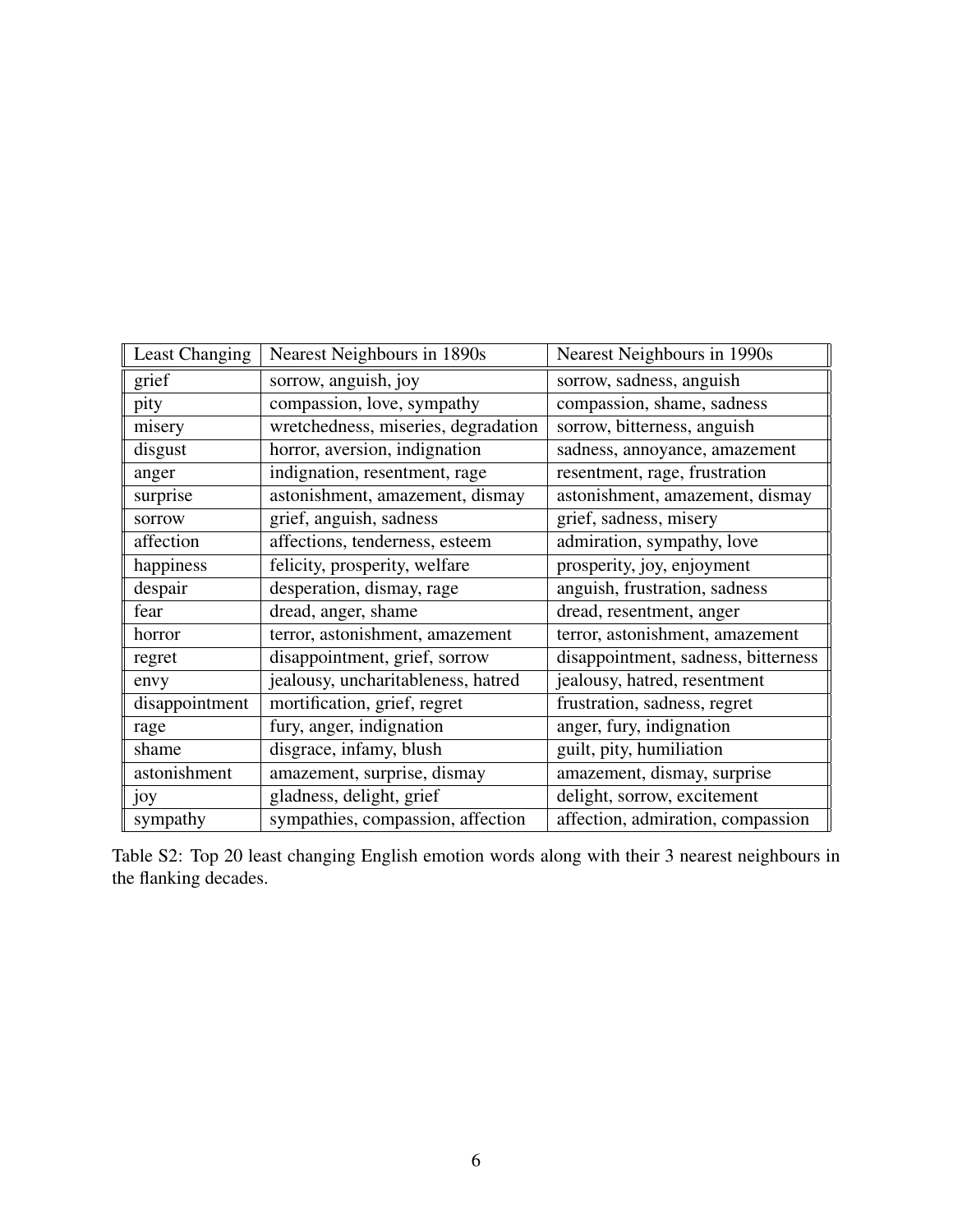| Least Changing | Nearest Neighbours in 1890s | Nearest Neighbours in 1990s |
|---|---|---|
| grief | sorrow, anguish, joy | sorrow, sadness, anguish |
| pity | compassion, love, sympathy | compassion, shame, sadness |
| misery | wretchedness, miseries, degradation | sorrow, bitterness, anguish |
| disgust | horror, aversion, indignation | sadness, annoyance, amazement |
| anger | indignation, resentment, rage | resentment, rage, frustration |
| surprise | astonishment, amazement, dismay | astonishment, amazement, dismay |
| sorrow | grief, anguish, sadness | grief, sadness, misery |
| affection | affections, tenderness, esteem | admiration, sympathy, love |
| happiness | felicity, prosperity, welfare | prosperity, joy, enjoyment |
| despair | desperation, dismay, rage | anguish, frustration, sadness |
| fear | dread, anger, shame | dread, resentment, anger |
| horror | terror, astonishment, amazement | terror, astonishment, amazement |
| regret | disappointment, grief, sorrow | disappointment, sadness, bitterness |
| envy | jealousy, uncharitableness, hatred | jealousy, hatred, resentment |
| disappointment | mortification, grief, regret | frustration, sadness, regret |
| rage | fury, anger, indignation | anger, fury, indignation |
| shame | disgrace, infamy, blush | guilt, pity, humiliation |
| astonishment | amazement, surprise, dismay | amazement, dismay, surprise |
| joy | gladness, delight, grief | delight, sorrow, excitement |
| sympathy | sympathies, compassion, affection | affection, admiration, compassion |

Table S2: Top 20 least changing English emotion words along with their 3 nearest neighbours in the flanking decades.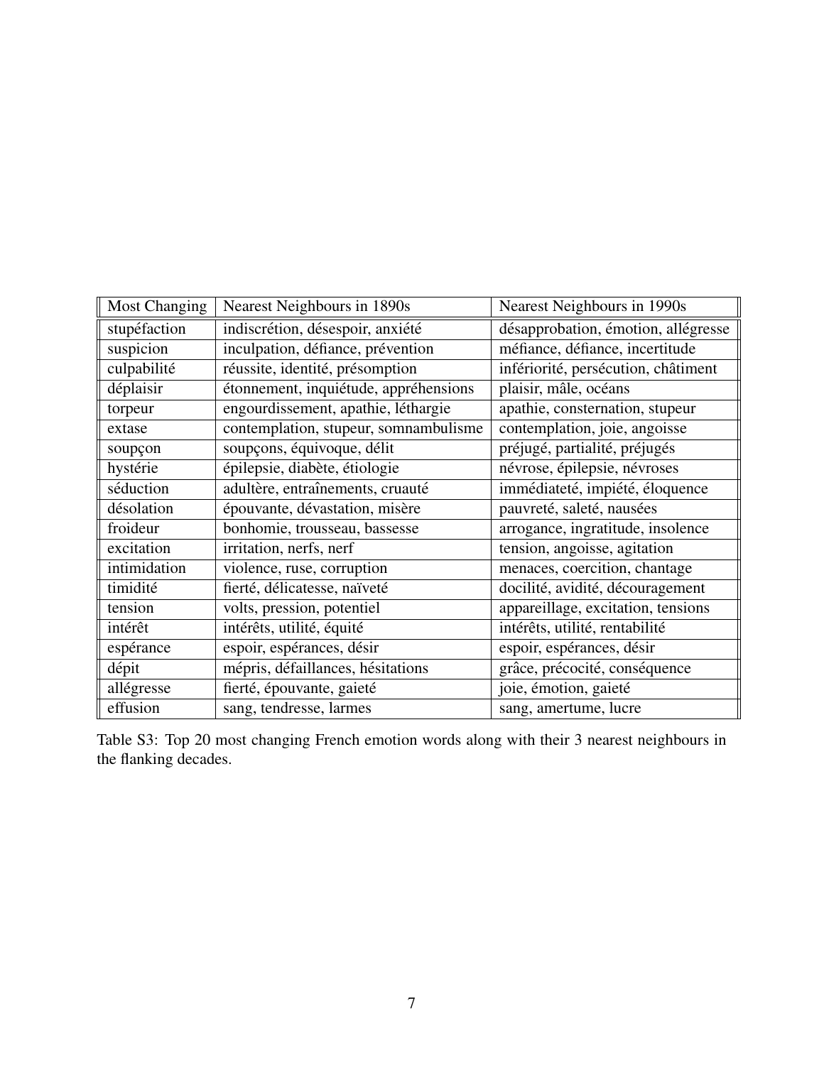| Most Changing | Nearest Neighbours in 1890s | Nearest Neighbours in 1990s |
|---|---|---|
| stupéfaction | indiscrétion, désespoir, anxiété | désapprobation, émotion, allégresse |
| suspicion | inculpation, défiance, prévention | méfiance, défiance, incertitude |
| culpabilité | réussite, identité, présomption | infériorité, persécution, châtiment |
| déplaisir | étonnement, inquiétude, appréhensions | plaisir, mâle, océans |
| torpeur | engourdissement, apathie, léthargie | apathie, consternation, stupeur |
| extase | contemplation, stupeur, somnambulisme | contemplation, joie, angoisse |
| soupçon | soupçons, équivoque, délit | préjugé, partialité, préjugés |
| hystérie | épilepsie, diabète, étiologie | névrose, épilepsie, névroses |
| séduction | adultère, entraînements, cruauté | immédiateté, impiété, éloquence |
| désolation | épouvante, dévastation, misère | pauvreté, saleté, nausées |
| froideur | bonhomie, trousseau, bassesse | arrogance, ingratitude, insolence |
| excitation | irritation, nerfs, nerf | tension, angoisse, agitation |
| intimidation | violence, ruse, corruption | menaces, coercition, chantage |
| timidité | fierté, délicatesse, naïveté | docilité, avidité, découragement |
| tension | volts, pression, potentiel | appareillage, excitation, tensions |
| intérêt | intérêts, utilité, équité | intérêts, utilité, rentabilité |
| espérance | espoir, espérances, désir | espoir, espérances, désir |
| dépit | mépris, défaillances, hésitations | grâce, précocité, conséquence |
| allégresse | fierté, épouvante, gaieté | joie, émotion, gaieté |
| effusion | sang, tendresse, larmes | sang, amertume, lucre |

Table S3: Top 20 most changing French emotion words along with their 3 nearest neighbours in the flanking decades.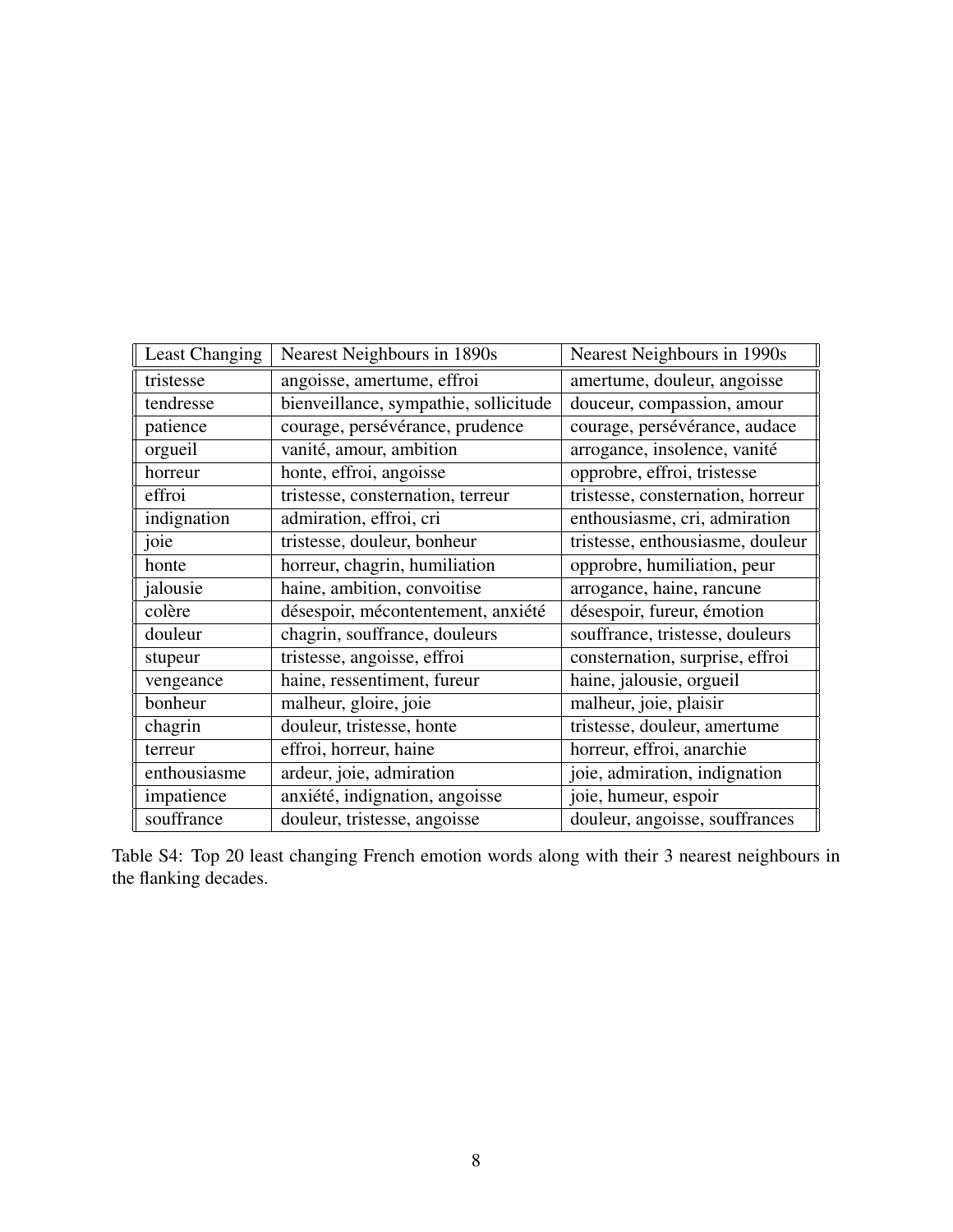| Least Changing | Nearest Neighbours in 1890s | Nearest Neighbours in 1990s |
| --- | --- | --- |
| tristesse | angoisse, amertume, effroi | amertume, douleur, angoisse |
| tendresse | bienveillance, sympathie, sollicitude | douceur, compassion, amour |
| patience | courage, persévérance, prudence | courage, persévérance, audace |
| orgueil | vanité, amour, ambition | arrogance, insolence, vanité |
| horreur | honte, effroi, angoisse | opprobre, effroi, tristesse |
| effroi | tristesse, consternation, terreur | tristesse, consternation, horreur |
| indignation | admiration, effroi, cri | enthousiasme, cri, admiration |
| joie | tristesse, douleur, bonheur | tristesse, enthousiasme, douleur |
| honte | horreur, chagrin, humiliation | opprobre, humiliation, peur |
| jalousie | haine, ambition, convoitise | arrogance, haine, rancune |
| colère | désespoir, mécontentement, anxiété | désespoir, fureur, émotion |
| douleur | chagrin, souffrance, douleurs | souffrance, tristesse, douleurs |
| stupeur | tristesse, angoisse, effroi | consternation, surprise, effroi |
| vengeance | haine, ressentiment, fureur | haine, jalousie, orgueil |
| bonheur | malheur, gloire, joie | malheur, joie, plaisir |
| chagrin | douleur, tristesse, honte | tristesse, douleur, amertume |
| terreur | effroi, horreur, haine | horreur, effroi, anarchie |
| enthousiasme | ardeur, joie, admiration | joie, admiration, indignation |
| impatience | anxiété, indignation, angoisse | joie, humeur, espoir |
| souffrance | douleur, tristesse, angoisse | douleur, angoisse, souffrances |

Table S4: Top 20 least changing French emotion words along with their 3 nearest neighbours in the flanking decades.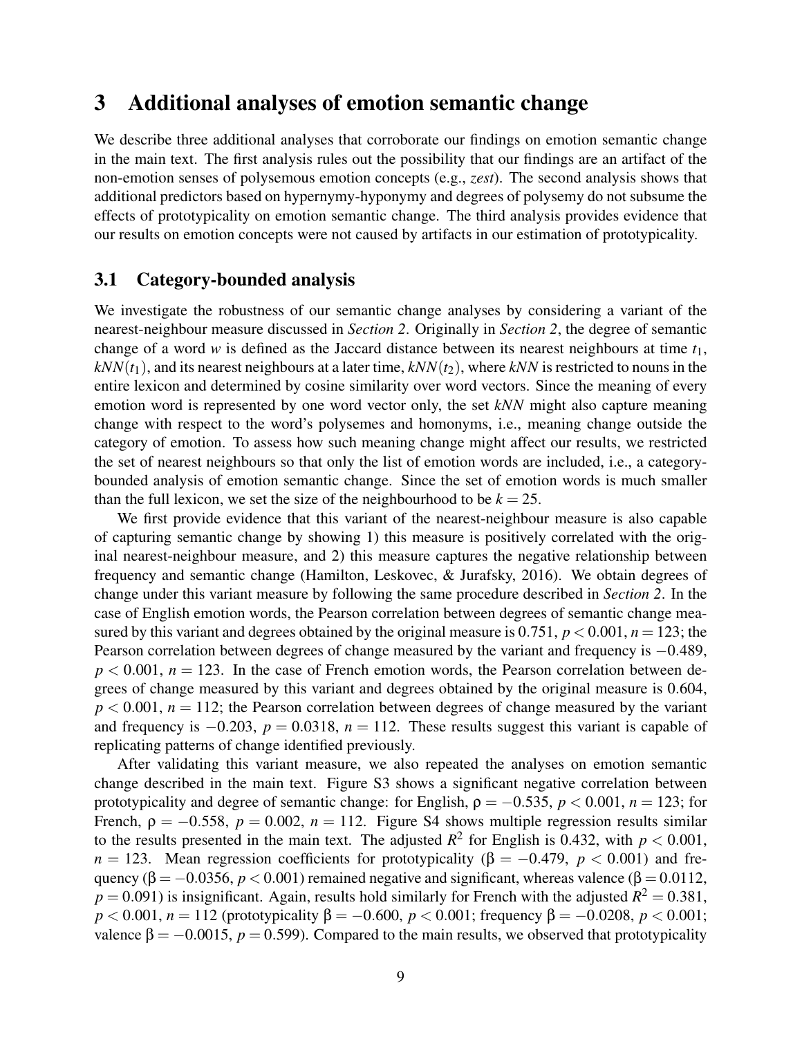# 3 Additional analyses of emotion semantic change

We describe three additional analyses that corroborate our findings on emotion semantic change in the main text. The first analysis rules out the possibility that our findings are an artifact of the non-emotion senses of polysemous emotion concepts (e.g., *zest*). The second analysis shows that additional predictors based on hypernymy-hyponymy and degrees of polysemy do not subsume the effects of prototypicality on emotion semantic change. The third analysis provides evidence that our results on emotion concepts were not caused by artifacts in our estimation of prototypicality.

## 3.1 Category-bounded analysis

We investigate the robustness of our semantic change analyses by considering a variant of the nearest-neighbour measure discussed in *Section 2*. Originally in *Section 2*, the degree of semantic change of a word $w$ is defined as the Jaccard distance between its nearest neighbours at time $t_1$, $kNN(t_1)$, and its nearest neighbours at a later time, $kNN(t_2)$, where $kNN$ is restricted to nouns in the entire lexicon and determined by cosine similarity over word vectors. Since the meaning of every emotion word is represented by one word vector only, the set $kNN$ might also capture meaning change with respect to the word's polysemes and homonyms, i.e., meaning change outside the category of emotion. To assess how such meaning change might affect our results, we restricted the set of nearest neighbours so that only the list of emotion words are included, i.e., a category-bounded analysis of emotion semantic change. Since the set of emotion words is much smaller than the full lexicon, we set the size of the neighbourhood to be $k = 25$.

We first provide evidence that this variant of the nearest-neighbour measure is also capable of capturing semantic change by showing 1) this measure is positively correlated with the original nearest-neighbour measure, and 2) this measure captures the negative relationship between frequency and semantic change (Hamilton, Leskovec, & Jurafsky, 2016). We obtain degrees of change under this variant measure by following the same procedure described in *Section 2*. In the case of English emotion words, the Pearson correlation between degrees of semantic change measured by this variant and degrees obtained by the original measure is 0.751, $p < 0.001$, $n = 123$; the Pearson correlation between degrees of change measured by the variant and frequency is $-0.489$, $p < 0.001$, $n = 123$. In the case of French emotion words, the Pearson correlation between degrees of change measured by this variant and degrees obtained by the original measure is 0.604, $p < 0.001$, $n = 112$; the Pearson correlation between degrees of change measured by the variant and frequency is $-0.203$, $p = 0.0318$, $n = 112$. These results suggest this variant is capable of replicating patterns of change identified previously.

After validating this variant measure, we also repeated the analyses on emotion semantic change described in the main text. Figure S3 shows a significant negative correlation between prototypicality and degree of semantic change: for English, $\rho = -0.535$, $p < 0.001$, $n = 123$; for French, $\rho = -0.558$, $p = 0.002$, $n = 112$. Figure S4 shows multiple regression results similar to the results presented in the main text. The adjusted $R^2$ for English is 0.432, with $p < 0.001$, $n = 123$. Mean regression coefficients for prototypicality ($\beta = -0.479$, $p < 0.001$) and frequency ($\beta = -0.0356$, $p < 0.001$) remained negative and significant, whereas valence ($\beta = 0.0112$, $p = 0.091$) is insignificant. Again, results hold similarly for French with the adjusted $R^2 = 0.381$, $p < 0.001$, $n = 112$ (prototypicality $\beta = -0.600$, $p < 0.001$; frequency $\beta = -0.0208$, $p < 0.001$; valence $\beta = -0.0015$, $p = 0.599$). Compared to the main results, we observed that prototypicality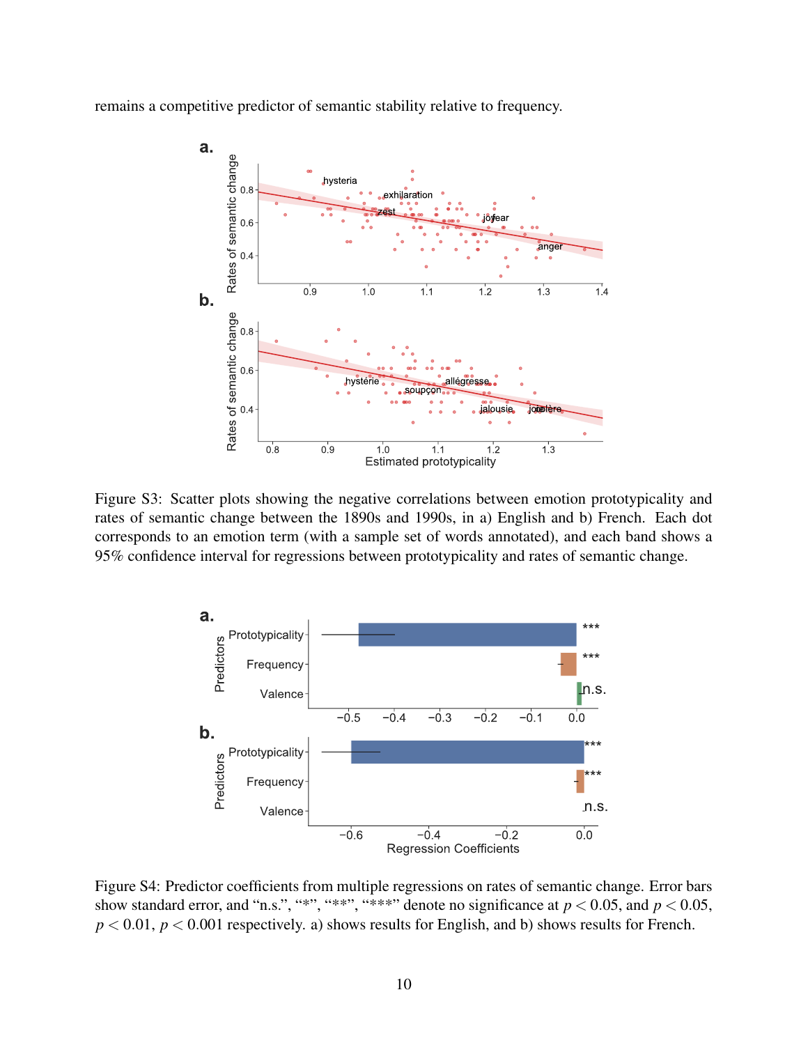remains a competitive predictor of semantic stability relative to frequency.

Figure S3: Scatter plots showing the negative correlations between emotion prototypicality and rates of semantic change between the 1890s and 1990s, in a) English and b) French. Each dot corresponds to an emotion term (with a sample set of words annotated), and each band shows a 95% confidence interval for regressions between prototypicality and rates of semantic change.

Figure S4: Predictor coefficients from multiple regressions on rates of semantic change. Error bars show standard error, and "n.s.", "*", "**", "***" denote no significance at $p < 0.05$, and $p < 0.05$, $p < 0.01$, $p < 0.001$ respectively. a) shows results for English, and b) shows results for French.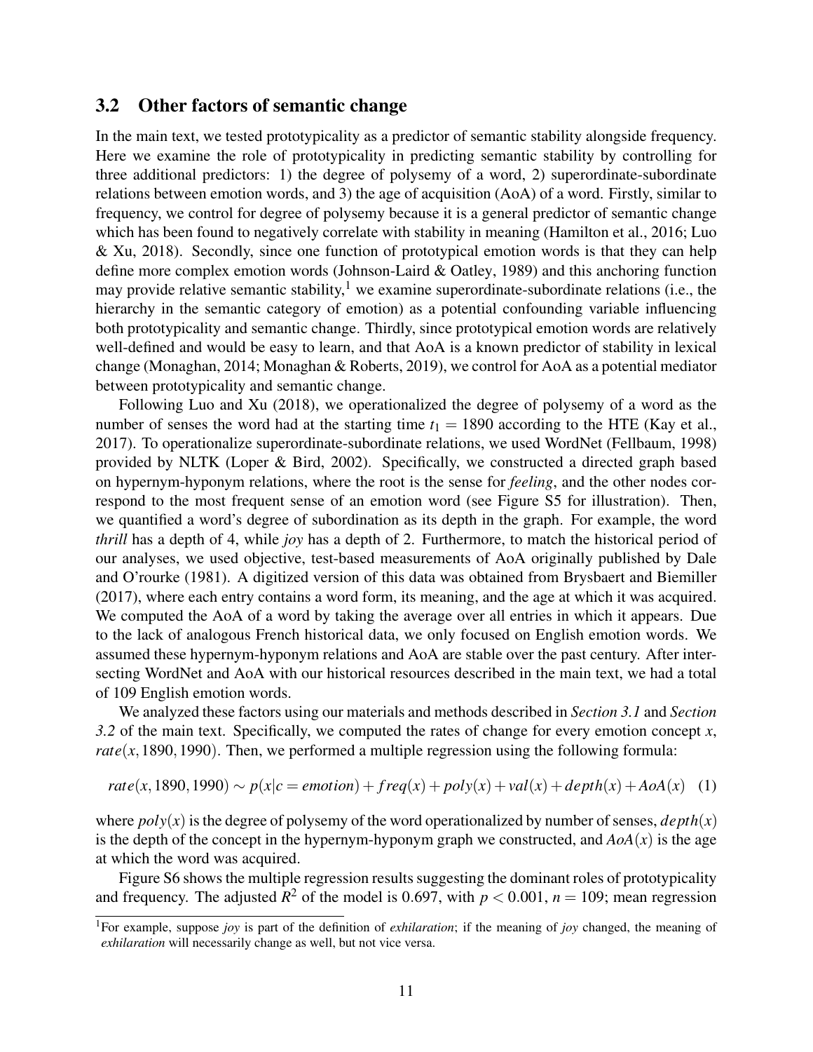## 3.2 Other factors of semantic change

In the main text, we tested prototypicality as a predictor of semantic stability alongside frequency. Here we examine the role of prototypicality in predicting semantic stability by controlling for three additional predictors: 1) the degree of polysemy of a word, 2) superordinate-subordinate relations between emotion words, and 3) the age of acquisition (AoA) of a word. Firstly, similar to frequency, we control for degree of polysemy because it is a general predictor of semantic change which has been found to negatively correlate with stability in meaning (Hamilton et al., 2016; Luo & Xu, 2018). Secondly, since one function of prototypical emotion words is that they can help define more complex emotion words (Johnson-Laird & Oatley, 1989) and this anchoring function may provide relative semantic stability,[1] we examine superordinate-subordinate relations (i.e., the hierarchy in the semantic category of emotion) as a potential confounding variable influencing both prototypicality and semantic change. Thirdly, since prototypical emotion words are relatively well-defined and would be easy to learn, and that AoA is a known predictor of stability in lexical change (Monaghan, 2014; Monaghan & Roberts, 2019), we control for AoA as a potential mediator between prototypicality and semantic change.

Following Luo and Xu (2018), we operationalized the degree of polysemy of a word as the number of senses the word had at the starting time $t_1 = 1890$ according to the HTE (Kay et al., 2017). To operationalize superordinate-subordinate relations, we used WordNet (Fellbaum, 1998) provided by NLTK (Loper & Bird, 2002). Specifically, we constructed a directed graph based on hypernym-hyponym relations, where the root is the sense for *feeling*, and the other nodes correspond to the most frequent sense of an emotion word (see Figure S5 for illustration). Then, we quantified a word's degree of subordination as its depth in the graph. For example, the word *thrill* has a depth of 4, while *joy* has a depth of 2. Furthermore, to match the historical period of our analyses, we used objective, test-based measurements of AoA originally published by Dale and O'rourke (1981). A digitized version of this data was obtained from Brysbaert and Biemiller (2017), where each entry contains a word form, its meaning, and the age at which it was acquired. We computed the AoA of a word by taking the average over all entries in which it appears. Due to the lack of analogous French historical data, we only focused on English emotion words. We assumed these hypernym-hyponym relations and AoA are stable over the past century. After intersecting WordNet and AoA with our historical resources described in the main text, we had a total of 109 English emotion words.

We analyzed these factors using our materials and methods described in *Section 3.1* and *Section 3.2* of the main text. Specifically, we computed the rates of change for every emotion concept $x$, $rate(x, 1890, 1990)$. Then, we performed a multiple regression using the following formula:

$$rate(x, 1890, 1990) \sim p(x|c = emotion) + freq(x) + poly(x) + val(x) + depth(x) + AoA(x) \quad (1)$$

where $poly(x)$ is the degree of polysemy of the word operationalized by number of senses, $depth(x)$ is the depth of the concept in the hypernym-hyponym graph we constructed, and $AoA(x)$ is the age at which the word was acquired.

Figure S6 shows the multiple regression results suggesting the dominant roles of prototypicality and frequency. The adjusted $R^2$ of the model is 0.697, with $p < 0.001$, $n = 109$; mean regression

[1] For example, suppose *joy* is part of the definition of *exhilaration*; if the meaning of *joy* changed, the meaning of *exhilaration* will necessarily change as well, but not vice versa.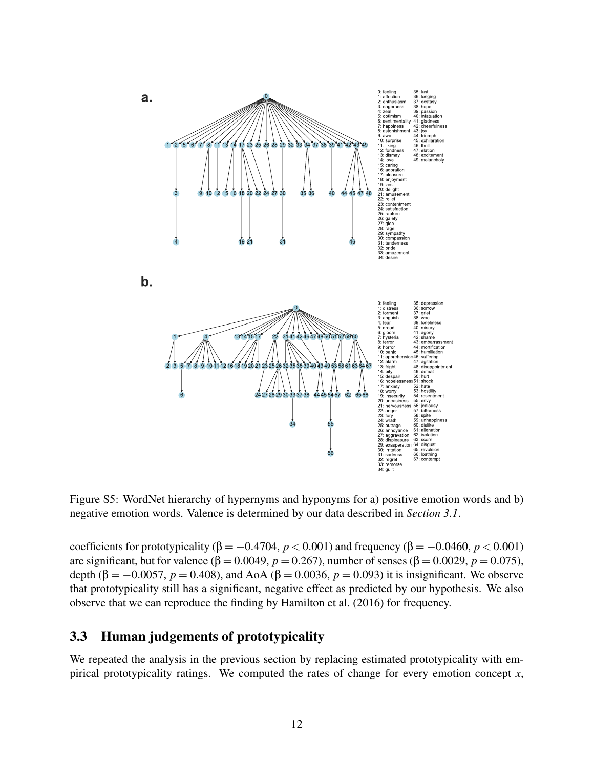Figure S5: WordNet hierarchy of hypernyms and hyponyms for a) positive emotion words and b) negative emotion words. Valence is determined by our data described in *Section 3.1*.

coefficients for prototypicality ($\beta = -0.4704$, $p < 0.001$) and frequency ($\beta = -0.0460$, $p < 0.001$) are significant, but for valence ($\beta = 0.0049$, $p = 0.267$), number of senses ($\beta = 0.0029$, $p = 0.075$), depth ($\beta = -0.0057$, $p = 0.408$), and AoA ($\beta = 0.0036$, $p = 0.093$) it is insignificant. We observe that prototypicality still has a significant, negative effect as predicted by our hypothesis. We also observe that we can reproduce the finding by Hamilton et al. (2016) for frequency.

## 3.3 Human judgements of prototypicality

We repeated the analysis in the previous section by replacing estimated prototypicality with empirical prototypicality ratings. We computed the rates of change for every emotion concept $x$,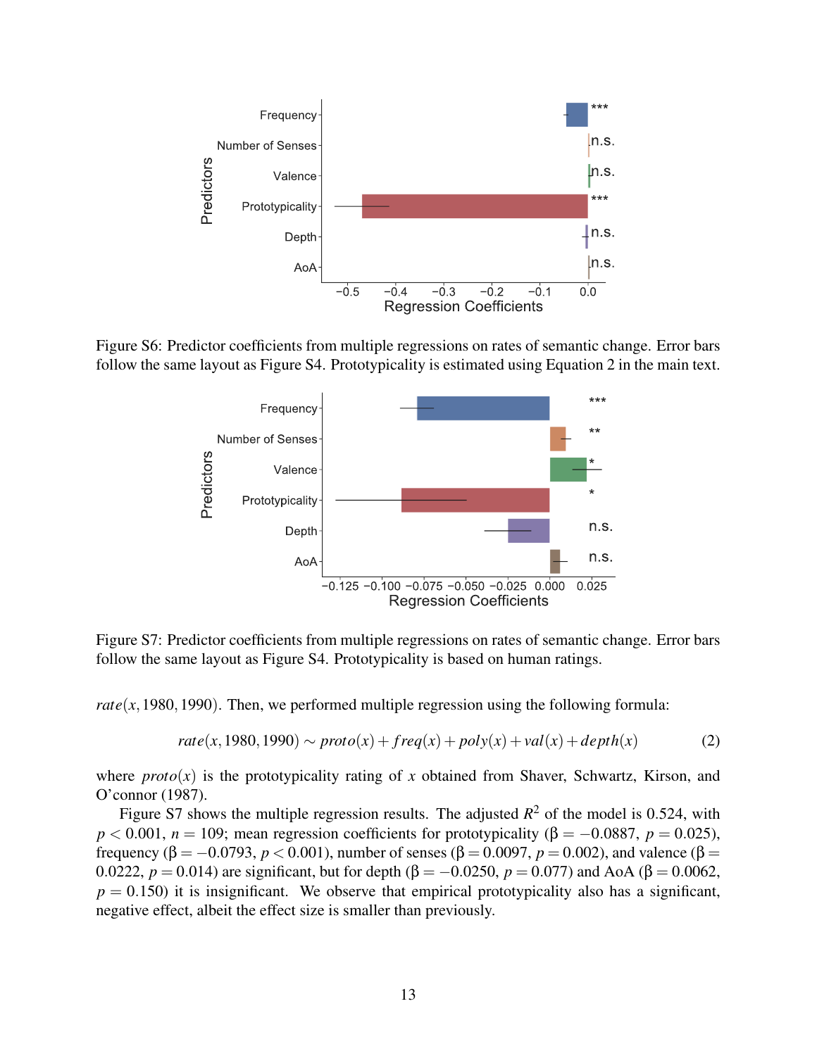Figure S6: Predictor coefficients from multiple regressions on rates of semantic change. Error bars follow the same layout as Figure S4. Prototypicality is estimated using Equation 2 in the main text.

Figure S7: Predictor coefficients from multiple regressions on rates of semantic change. Error bars follow the same layout as Figure S4. Prototypicality is based on human ratings.

$rate(x, 1980, 1990)$. Then, we performed multiple regression using the following formula:

$$rate(x, 1980, 1990) \sim proto(x) + freq(x) + poly(x) + val(x) + depth(x) \quad (2)$$

where $proto(x)$ is the prototypicality rating of $x$ obtained from Shaver, Schwartz, Kirson, and O'connor (1987).

Figure S7 shows the multiple regression results. The adjusted $R^2$ of the model is 0.524, with $p < 0.001$, $n = 109$; mean regression coefficients for prototypicality ($\beta = -0.0887$, $p = 0.025$), frequency ($\beta = -0.0793$, $p < 0.001$), number of senses ($\beta = 0.0097$, $p = 0.002$), and valence ($\beta = 0.0222$, $p = 0.014$) are significant, but for depth ($\beta = -0.0250$, $p = 0.077$) and AoA ($\beta = 0.0062$, $p = 0.150$) it is insignificant. We observe that empirical prototypicality also has a significant, negative effect, albeit the effect size is smaller than previously.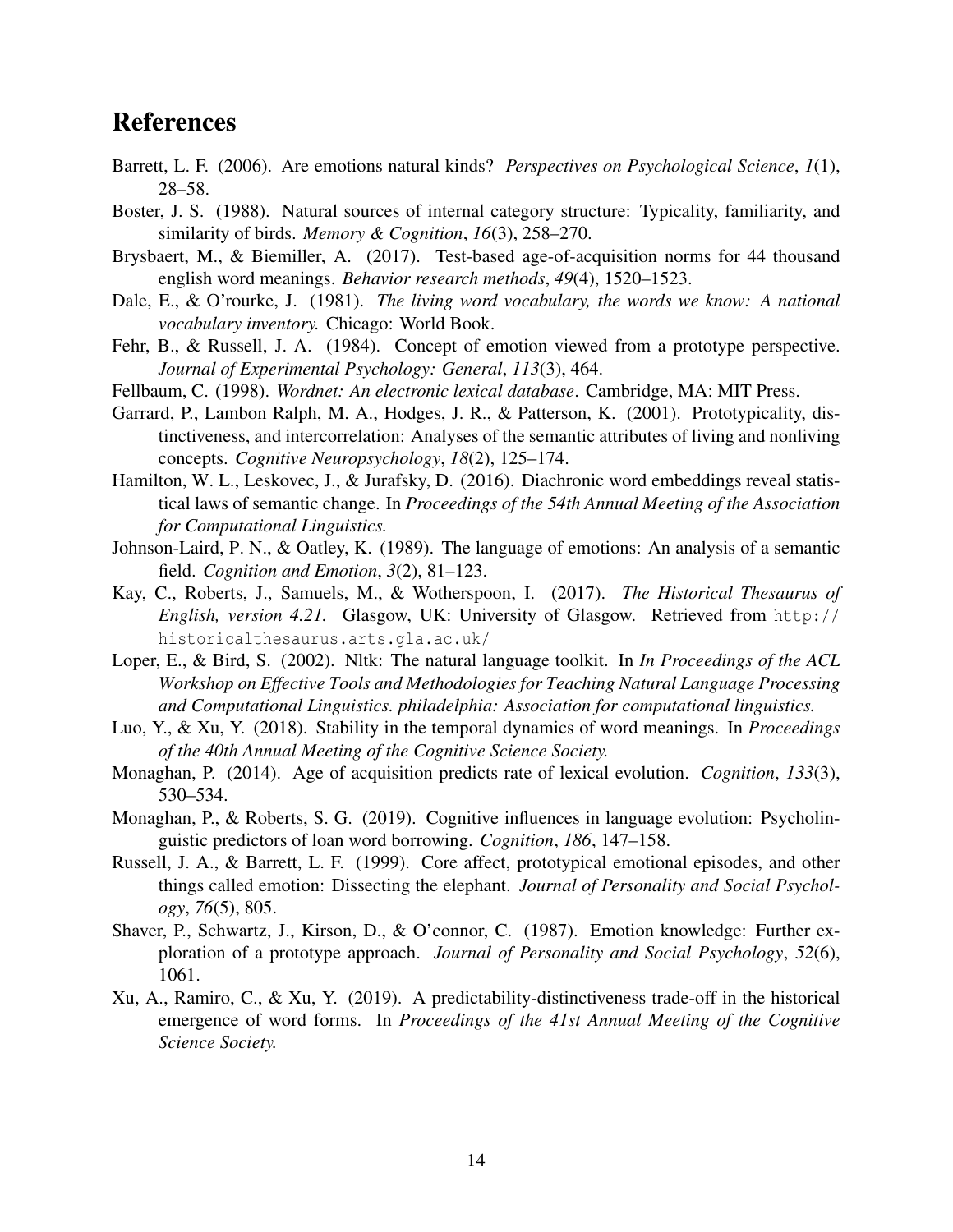# References

Barrett, L. F. (2006). Are emotions natural kinds? *Perspectives on Psychological Science*, *1*(1), 28–58.

Boster, J. S. (1988). Natural sources of internal category structure: Typicality, familiarity, and similarity of birds. *Memory & Cognition*, *16*(3), 258–270.

Brysbaert, M., & Biemiller, A. (2017). Test-based age-of-acquisition norms for 44 thousand english word meanings. *Behavior research methods*, *49*(4), 1520–1523.

Dale, E., & O'rourke, J. (1981). *The living word vocabulary, the words we know: A national vocabulary inventory.* Chicago: World Book.

Fehr, B., & Russell, J. A. (1984). Concept of emotion viewed from a prototype perspective. *Journal of Experimental Psychology: General*, *113*(3), 464.

Fellbaum, C. (1998). *Wordnet: An electronic lexical database*. Cambridge, MA: MIT Press.

Garrard, P., Lambon Ralph, M. A., Hodges, J. R., & Patterson, K. (2001). Prototypicality, distinctiveness, and intercorrelation: Analyses of the semantic attributes of living and nonliving concepts. *Cognitive Neuropsychology*, *18*(2), 125–174.

Hamilton, W. L., Leskovec, J., & Jurafsky, D. (2016). Diachronic word embeddings reveal statistical laws of semantic change. In *Proceedings of the 54th Annual Meeting of the Association for Computational Linguistics.*

Johnson-Laird, P. N., & Oatley, K. (1989). The language of emotions: An analysis of a semantic field. *Cognition and Emotion*, *3*(2), 81–123.

Kay, C., Roberts, J., Samuels, M., & Wotherspoon, I. (2017). *The Historical Thesaurus of English, version 4.21.* Glasgow, UK: University of Glasgow. Retrieved from `http://historicalthesaurus.arts.gla.ac.uk/`

Loper, E., & Bird, S. (2002). Nltk: The natural language toolkit. In *In Proceedings of the ACL Workshop on Effective Tools and Methodologies for Teaching Natural Language Processing and Computational Linguistics. philadelphia: Association for computational linguistics.*

Luo, Y., & Xu, Y. (2018). Stability in the temporal dynamics of word meanings. In *Proceedings of the 40th Annual Meeting of the Cognitive Science Society.*

Monaghan, P. (2014). Age of acquisition predicts rate of lexical evolution. *Cognition*, *133*(3), 530–534.

Monaghan, P., & Roberts, S. G. (2019). Cognitive influences in language evolution: Psycholinguistic predictors of loan word borrowing. *Cognition*, *186*, 147–158.

Russell, J. A., & Barrett, L. F. (1999). Core affect, prototypical emotional episodes, and other things called emotion: Dissecting the elephant. *Journal of Personality and Social Psychology*, *76*(5), 805.

Shaver, P., Schwartz, J., Kirson, D., & O'connor, C. (1987). Emotion knowledge: Further exploration of a prototype approach. *Journal of Personality and Social Psychology*, *52*(6), 1061.

Xu, A., Ramiro, C., & Xu, Y. (2019). A predictability-distinctiveness trade-off in the historical emergence of word forms. In *Proceedings of the 41st Annual Meeting of the Cognitive Science Society.*